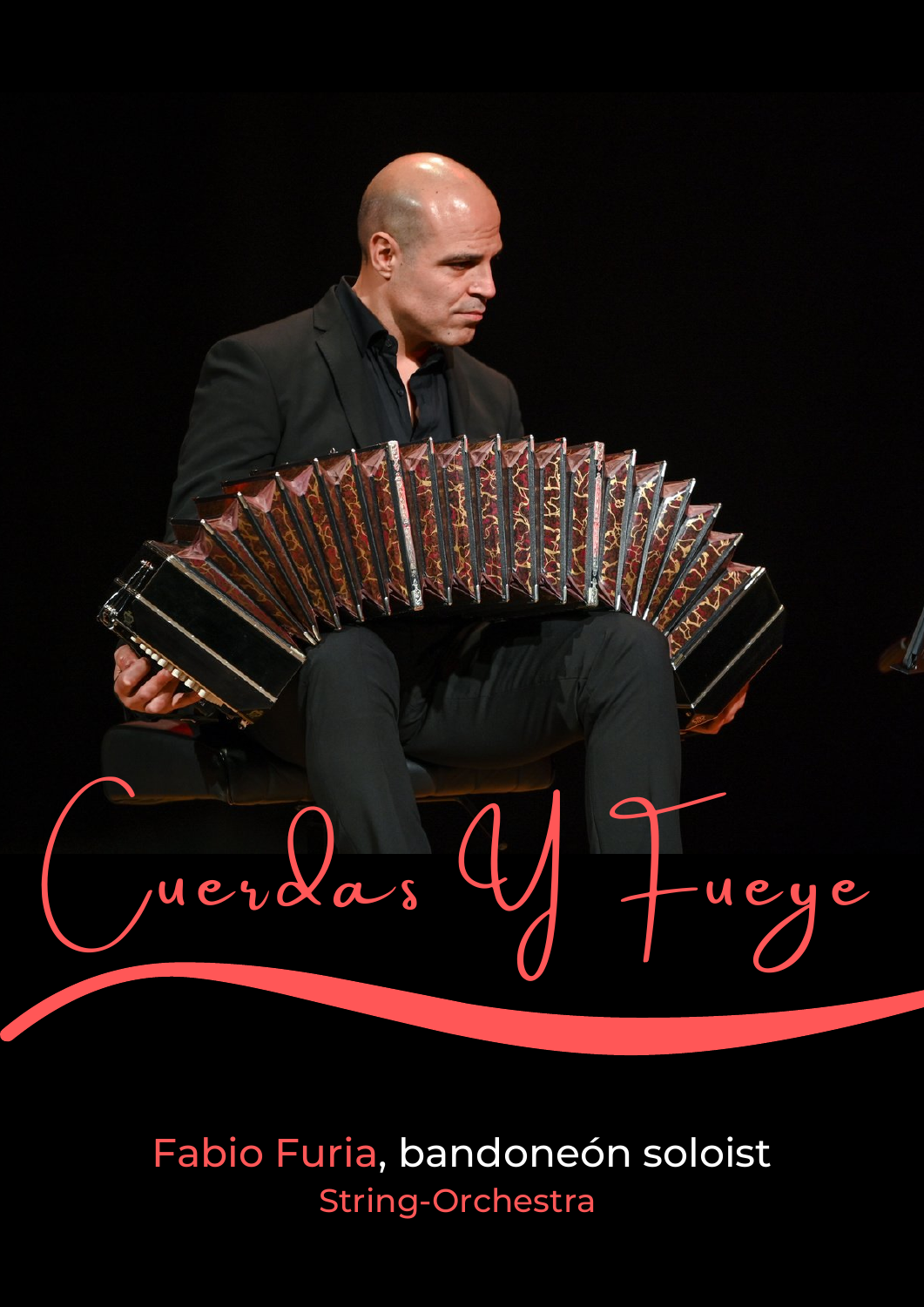# Cuerdas Y Fueye

Fabio Furia, bandoneón soloist

String-Orchestra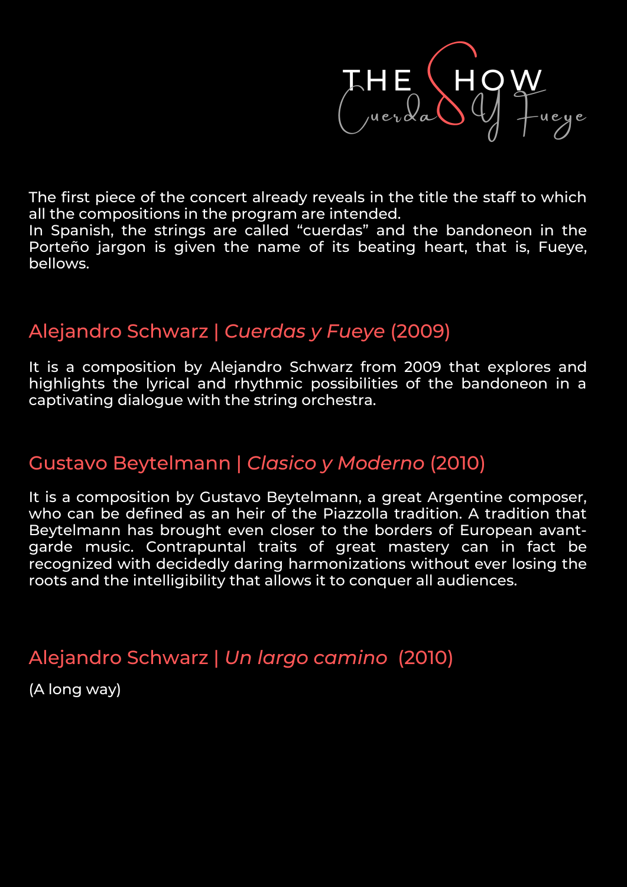# THE SHOW

*Cuerdas Y Fueye*

The first piece of the concert already reveals in the title the staff to which all the compositions in the program are intended.
In Spanish, the strings are called "cuerdas" and the bandoneon in the Porteño jargon is given the name of its beating heart, that is, Fueye, bellows.

## Alejandro Schwarz | *Cuerdas y Fueye* (2009)

It is a composition by Alejandro Schwarz from 2009 that explores and highlights the lyrical and rhythmic possibilities of the bandoneon in a captivating dialogue with the string orchestra.

## Gustavo Beytelmann | *Clasico y Moderno* (2010)

It is a composition by Gustavo Beytelmann, a great Argentine composer, who can be defined as an heir of the Piazzolla tradition. A tradition that Beytelmann has brought even closer to the borders of European avant-garde music. Contrapuntal traits of great mastery can in fact be recognized with decidedly daring harmonizations without ever losing the roots and the intelligibility that allows it to conquer all audiences.

## Alejandro Schwarz | *Un largo camino* (2010)

(A long way)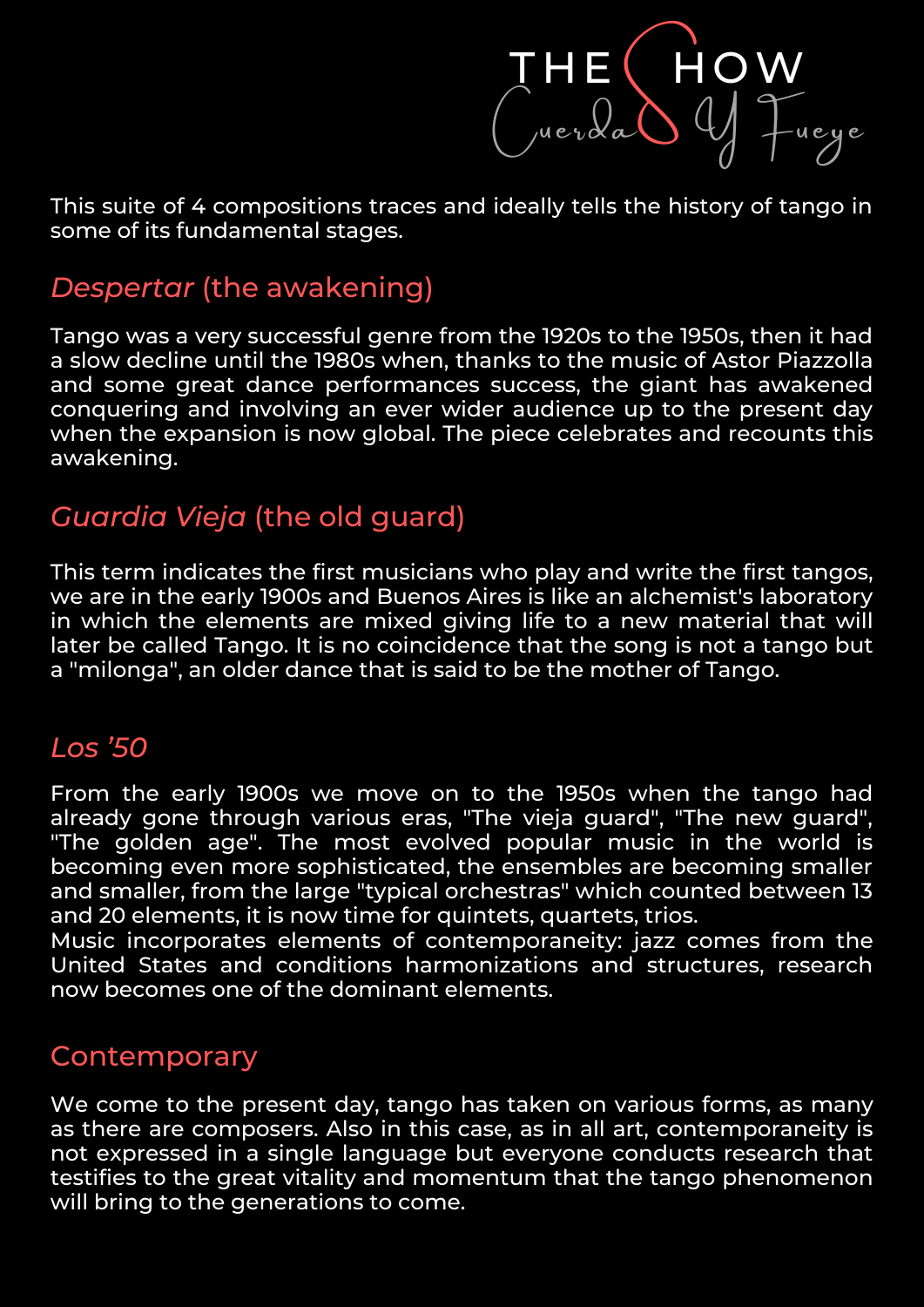# THE SHOW

## Cuerda Y Fuego

This suite of 4 compositions traces and ideally tells the history of tango in some of its fundamental stages.

## *Despertar* (the awakening)

Tango was a very successful genre from the 1920s to the 1950s, then it had a slow decline until the 1980s when, thanks to the music of Astor Piazzolla and some great dance performances success, the giant has awakened conquering and involving an ever wider audience up to the present day when the expansion is now global. The piece celebrates and recounts this awakening.

## *Guardia Vieja* (the old guard)

This term indicates the first musicians who play and write the first tangos, we are in the early 1900s and Buenos Aires is like an alchemist's laboratory in which the elements are mixed giving life to a new material that will later be called Tango. It is no coincidence that the song is not a tango but a "milonga", an older dance that is said to be the mother of Tango.

## *Los '50*

From the early 1900s we move on to the 1950s when the tango had already gone through various eras, "The vieja guard", "The new guard", "The golden age". The most evolved popular music in the world is becoming even more sophisticated, the ensembles are becoming smaller and smaller, from the large "typical orchestras" which counted between 13 and 20 elements, it is now time for quintets, quartets, trios.
Music incorporates elements of contemporaneity: jazz comes from the United States and conditions harmonizations and structures, research now becomes one of the dominant elements.

## Contemporary

We come to the present day, tango has taken on various forms, as many as there are composers. Also in this case, as in all art, contemporaneity is not expressed in a single language but everyone conducts research that testifies to the great vitality and momentum that the tango phenomenon will bring to the generations to come.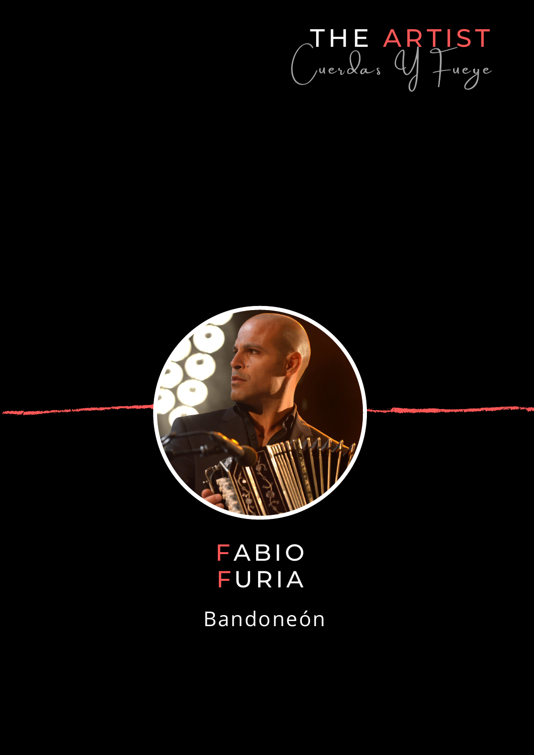THE ARTIST

*Cuerdas Y Fueye*

# FABIO FURIA

Bandoneón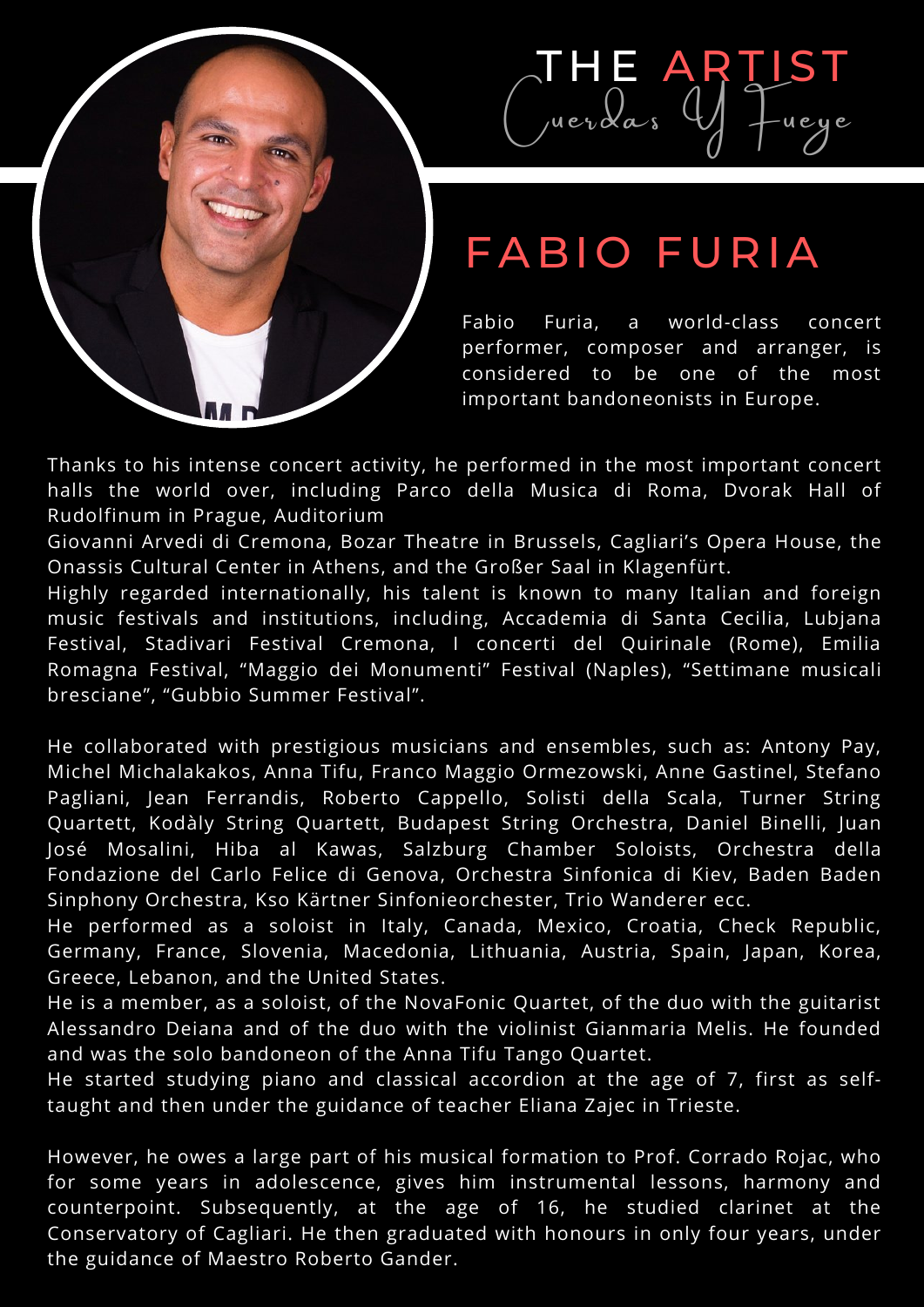# THE ARTIST

Cuerdas Y Fuego

## FABIO FURIA

Fabio Furia, a world-class concert performer, composer and arranger, is considered to be one of the most important bandoneonists in Europe.

Thanks to his intense concert activity, he performed in the most important concert halls the world over, including Parco della Musica di Roma, Dvorak Hall of Rudolfinum in Prague, Auditorium Giovanni Arvedi di Cremona, Bozar Theatre in Brussels, Cagliari's Opera House, the Onassis Cultural Center in Athens, and the Großer Saal in Klagenfürt.

Highly regarded internationally, his talent is known to many Italian and foreign music festivals and institutions, including, Accademia di Santa Cecilia, Lubjana Festival, Stadivari Festival Cremona, I concerti del Quirinale (Rome), Emilia Romagna Festival, "Maggio dei Monumenti" Festival (Naples), "Settimane musicali bresciane", "Gubbio Summer Festival".

He collaborated with prestigious musicians and ensembles, such as: Antony Pay, Michel Michalakakos, Anna Tifu, Franco Maggio Ormezowski, Anne Gastinel, Stefano Pagliani, Jean Ferrandis, Roberto Cappello, Solisti della Scala, Turner String Quartett, Kodàly String Quartett, Budapest String Orchestra, Daniel Binelli, Juan José Mosalini, Hiba al Kawas, Salzburg Chamber Soloists, Orchestra della Fondazione del Carlo Felice di Genova, Orchestra Sinfonica di Kiev, Baden Baden Sinphony Orchestra, Kso Kärtner Sinfonieorchester, Trio Wanderer ecc.

He performed as a soloist in Italy, Canada, Mexico, Croatia, Check Republic, Germany, France, Slovenia, Macedonia, Lithuania, Austria, Spain, Japan, Korea, Greece, Lebanon, and the United States.

He is a member, as a soloist, of the NovaFonic Quartet, of the duo with the guitarist Alessandro Deiana and of the duo with the violinist Gianmaria Melis. He founded and was the solo bandoneon of the Anna Tifu Tango Quartet.

He started studying piano and classical accordion at the age of 7, first as self-taught and then under the guidance of teacher Eliana Zajec in Trieste.

However, he owes a large part of his musical formation to Prof. Corrado Rojac, who for some years in adolescence, gives him instrumental lessons, harmony and counterpoint. Subsequently, at the age of 16, he studied clarinet at the Conservatory of Cagliari. He then graduated with honours in only four years, under the guidance of Maestro Roberto Gander.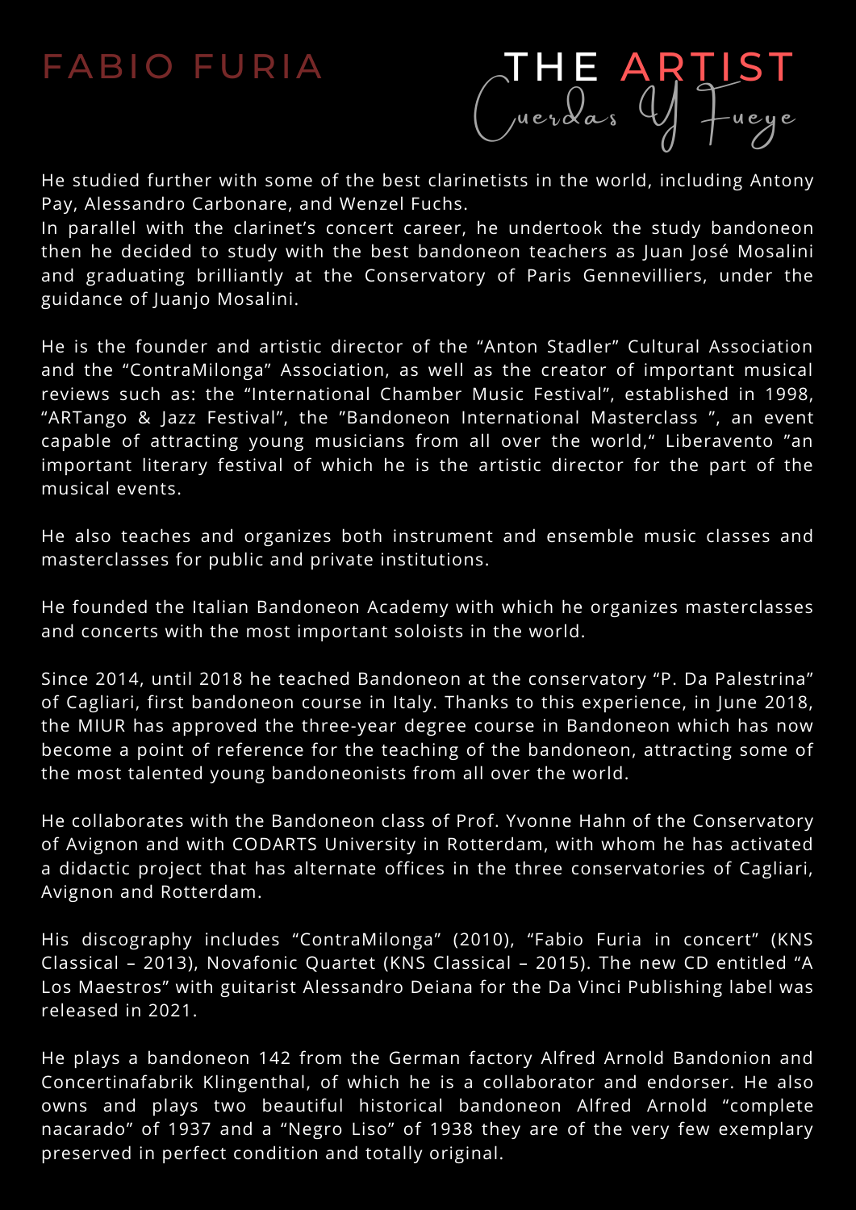# FABIO FURIA

## THE ARTIST

Cuerdas Y Fueye

He studied further with some of the best clarinetists in the world, including Antony Pay, Alessandro Carbonare, and Wenzel Fuchs.
In parallel with the clarinet's concert career, he undertook the study bandoneon then he decided to study with the best bandoneon teachers as Juan José Mosalini and graduating brilliantly at the Conservatory of Paris Gennevilliers, under the guidance of Juanjo Mosalini.

He is the founder and artistic director of the "Anton Stadler" Cultural Association and the "ContraMilonga" Association, as well as the creator of important musical reviews such as: the "International Chamber Music Festival", established in 1998, "ARTango & Jazz Festival", the "Bandoneon International Masterclass ", an event capable of attracting young musicians from all over the world," Liberavento "an important literary festival of which he is the artistic director for the part of the musical events.

He also teaches and organizes both instrument and ensemble music classes and masterclasses for public and private institutions.

He founded the Italian Bandoneon Academy with which he organizes masterclasses and concerts with the most important soloists in the world.

Since 2014, until 2018 he teached Bandoneon at the conservatory "P. Da Palestrina" of Cagliari, first bandoneon course in Italy. Thanks to this experience, in June 2018, the MIUR has approved the three-year degree course in Bandoneon which has now become a point of reference for the teaching of the bandoneon, attracting some of the most talented young bandoneonists from all over the world.

He collaborates with the Bandoneon class of Prof. Yvonne Hahn of the Conservatory of Avignon and with CODARTS University in Rotterdam, with whom he has activated a didactic project that has alternate offices in the three conservatories of Cagliari, Avignon and Rotterdam.

His discography includes "ContraMilonga" (2010), "Fabio Furia in concert" (KNS Classical – 2013), Novafonic Quartet (KNS Classical – 2015). The new CD entitled "A Los Maestros" with guitarist Alessandro Deiana for the Da Vinci Publishing label was released in 2021.

He plays a bandoneon 142 from the German factory Alfred Arnold Bandonion and Concertinafabrik Klingenthal, of which he is a collaborator and endorser. He also owns and plays two beautiful historical bandoneon Alfred Arnold "complete nacarado" of 1937 and a "Negro Liso" of 1938 they are of the very few exemplary preserved in perfect condition and totally original.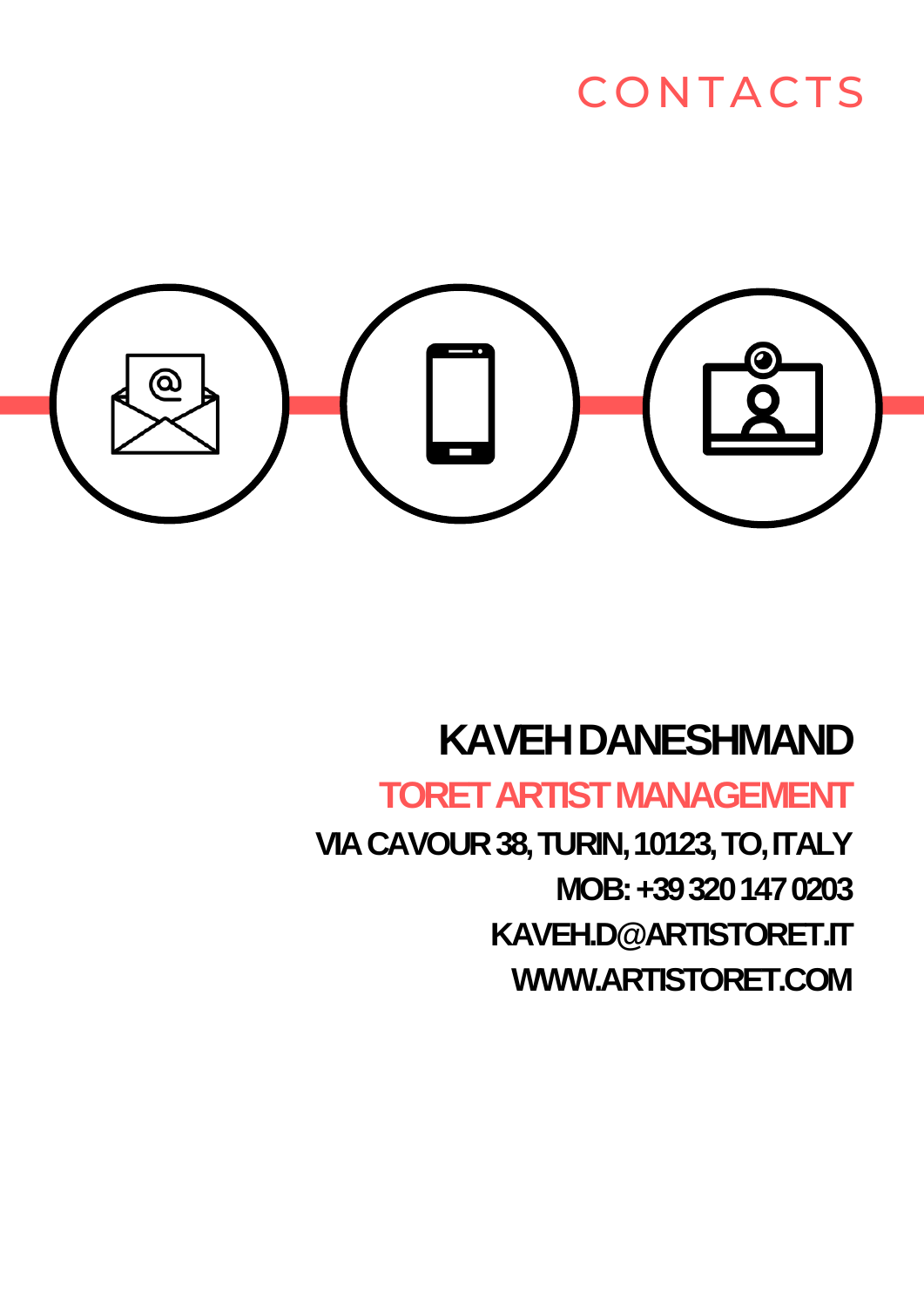# CONTACTS

**KAVEH DANESHMAND**

**TORET ARTIST MANAGEMENT**

**VIA CAVOUR 38, TURIN, 10123, TO, ITALY**

**MOB: +39 320 147 0203**

**KAVEH.D@ARTISTORET.IT**

**WWW.ARTISTORET.COM**